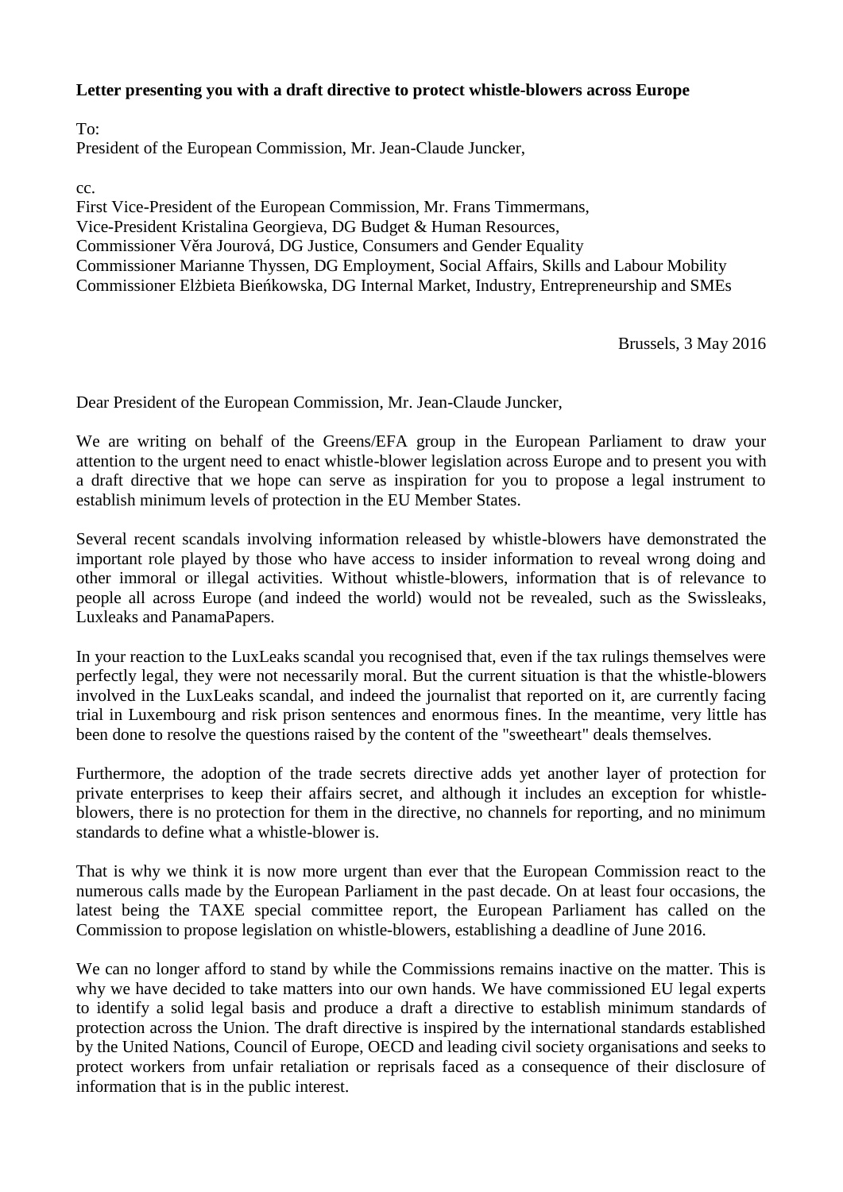**Letter presenting you with a draft directive to protect whistle-blowers across Europe**

To:
President of the European Commission, Mr. Jean-Claude Juncker,

cc.
First Vice-President of the European Commission, Mr. Frans Timmermans,
Vice-President Kristalina Georgieva, DG Budget & Human Resources,
Commissioner Věra Jourová, DG Justice, Consumers and Gender Equality
Commissioner Marianne Thyssen, DG Employment, Social Affairs, Skills and Labour Mobility
Commissioner Elżbieta Bieńkowska, DG Internal Market, Industry, Entrepreneurship and SMEs

Brussels, 3 May 2016

Dear President of the European Commission, Mr. Jean-Claude Juncker,

We are writing on behalf of the Greens/EFA group in the European Parliament to draw your attention to the urgent need to enact whistle-blower legislation across Europe and to present you with a draft directive that we hope can serve as inspiration for you to propose a legal instrument to establish minimum levels of protection in the EU Member States.

Several recent scandals involving information released by whistle-blowers have demonstrated the important role played by those who have access to insider information to reveal wrong doing and other immoral or illegal activities. Without whistle-blowers, information that is of relevance to people all across Europe (and indeed the world) would not be revealed, such as the Swissleaks, Luxleaks and PanamaPapers.

In your reaction to the LuxLeaks scandal you recognised that, even if the tax rulings themselves were perfectly legal, they were not necessarily moral. But the current situation is that the whistle-blowers involved in the LuxLeaks scandal, and indeed the journalist that reported on it, are currently facing trial in Luxembourg and risk prison sentences and enormous fines. In the meantime, very little has been done to resolve the questions raised by the content of the "sweetheart" deals themselves.

Furthermore, the adoption of the trade secrets directive adds yet another layer of protection for private enterprises to keep their affairs secret, and although it includes an exception for whistle-blowers, there is no protection for them in the directive, no channels for reporting, and no minimum standards to define what a whistle-blower is.

That is why we think it is now more urgent than ever that the European Commission react to the numerous calls made by the European Parliament in the past decade. On at least four occasions, the latest being the TAXE special committee report, the European Parliament has called on the Commission to propose legislation on whistle-blowers, establishing a deadline of June 2016.

We can no longer afford to stand by while the Commissions remains inactive on the matter. This is why we have decided to take matters into our own hands. We have commissioned EU legal experts to identify a solid legal basis and produce a draft a directive to establish minimum standards of protection across the Union. The draft directive is inspired by the international standards established by the United Nations, Council of Europe, OECD and leading civil society organisations and seeks to protect workers from unfair retaliation or reprisals faced as a consequence of their disclosure of information that is in the public interest.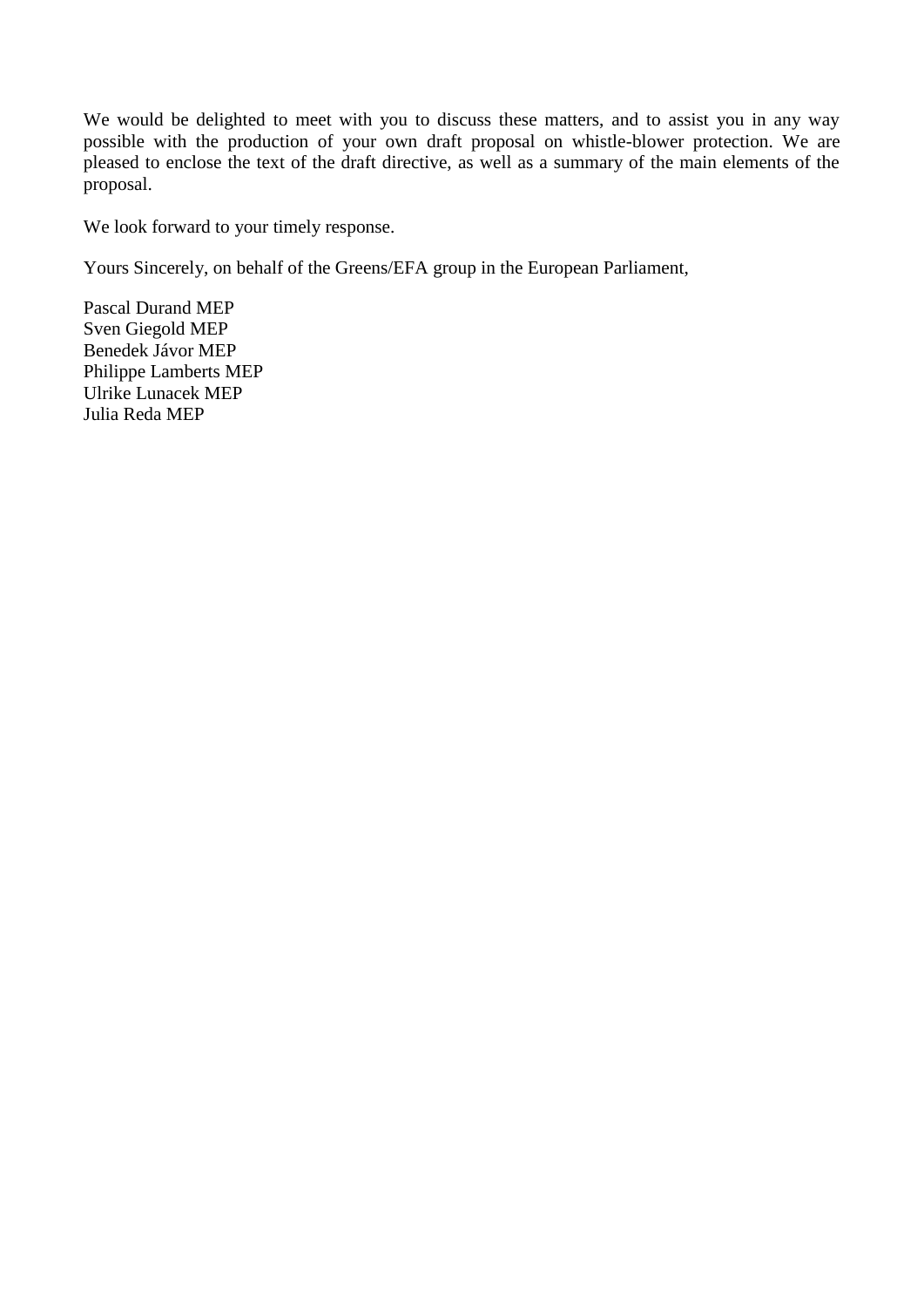We would be delighted to meet with you to discuss these matters, and to assist you in any way possible with the production of your own draft proposal on whistle-blower protection. We are pleased to enclose the text of the draft directive, as well as a summary of the main elements of the proposal.

We look forward to your timely response.

Yours Sincerely, on behalf of the Greens/EFA group in the European Parliament,

Pascal Durand MEP
Sven Giegold MEP
Benedek Jávor MEP
Philippe Lamberts MEP
Ulrike Lunacek MEP
Julia Reda MEP